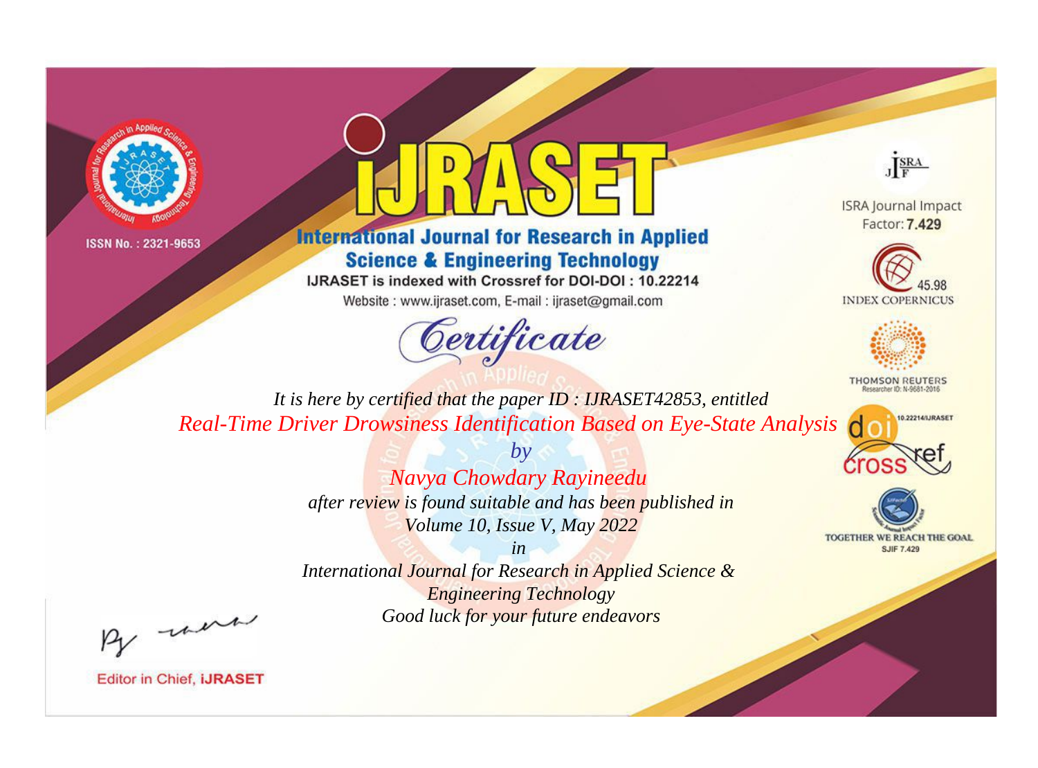ISSN No. : 2321-9653

# iJRASET

## International Journal for Research in Applied Science & Engineering Technology

IJRASET is indexed with Crossref for DOI-DOI : 10.22214

Website : www.ijraset.com, E-mail : ijraset@gmail.com

ISRA Journal Impact Factor: **7.429**

45.98 INDEX COPERNICUS

THOMSON REUTERS Researcher ID: N-9681-2016

10.22214/IJRASET

TOGETHER WE REACH THE GOAL SJIF 7.429

# Certificate

*It is here by certified that the paper ID : IJRASET42853, entitled*

*Real-Time Driver Drowsiness Identification Based on Eye-State Analysis*

*by*

*Navya Chowdary Rayineedu*

*after review is found suitable and has been published in*

*Volume 10, Issue V, May 2022*

*in*

*International Journal for Research in Applied Science & Engineering Technology*

*Good luck for your future endeavors*

Editor in Chief, **iJRASET**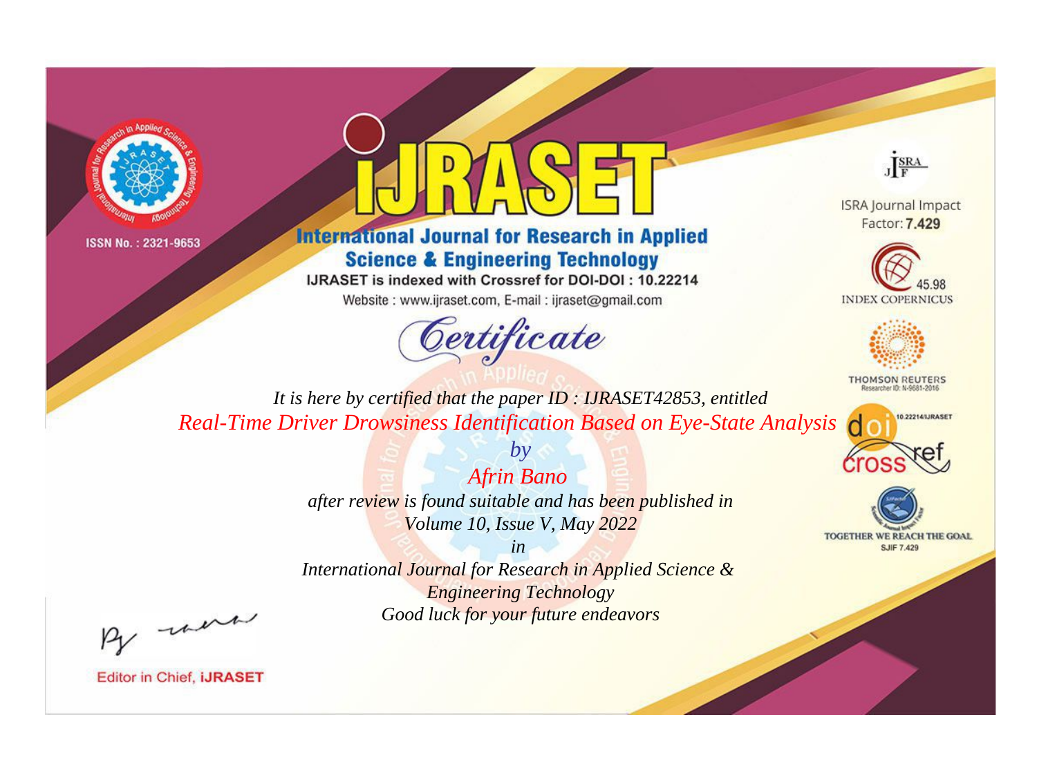ISSN No. : 2321-9653

# iJRASET

## International Journal for Research in Applied Science & Engineering Technology

IJRASET is indexed with Crossref for DOI-DOI : 10.22214

Website : www.ijraset.com, E-mail : ijraset@gmail.com

ISRA Journal Impact Factor: **7.429**

45.98 INDEX COPERNICUS

THOMSON REUTERS Researcher ID: N-9681-2016

10.22214/IJRASET

TOGETHER WE REACH THE GOAL SJIF 7.429

*Certificate*

*It is here by certified that the paper ID : IJRASET42853, entitled*

*Real-Time Driver Drowsiness Identification Based on Eye-State Analysis*

*by*

*Afrin Bano*

*after review is found suitable and has been published in*

*Volume 10, Issue V, May 2022*

*in*

*International Journal for Research in Applied Science & Engineering Technology*

*Good luck for your future endeavors*

Editor in Chief, **iJRASET**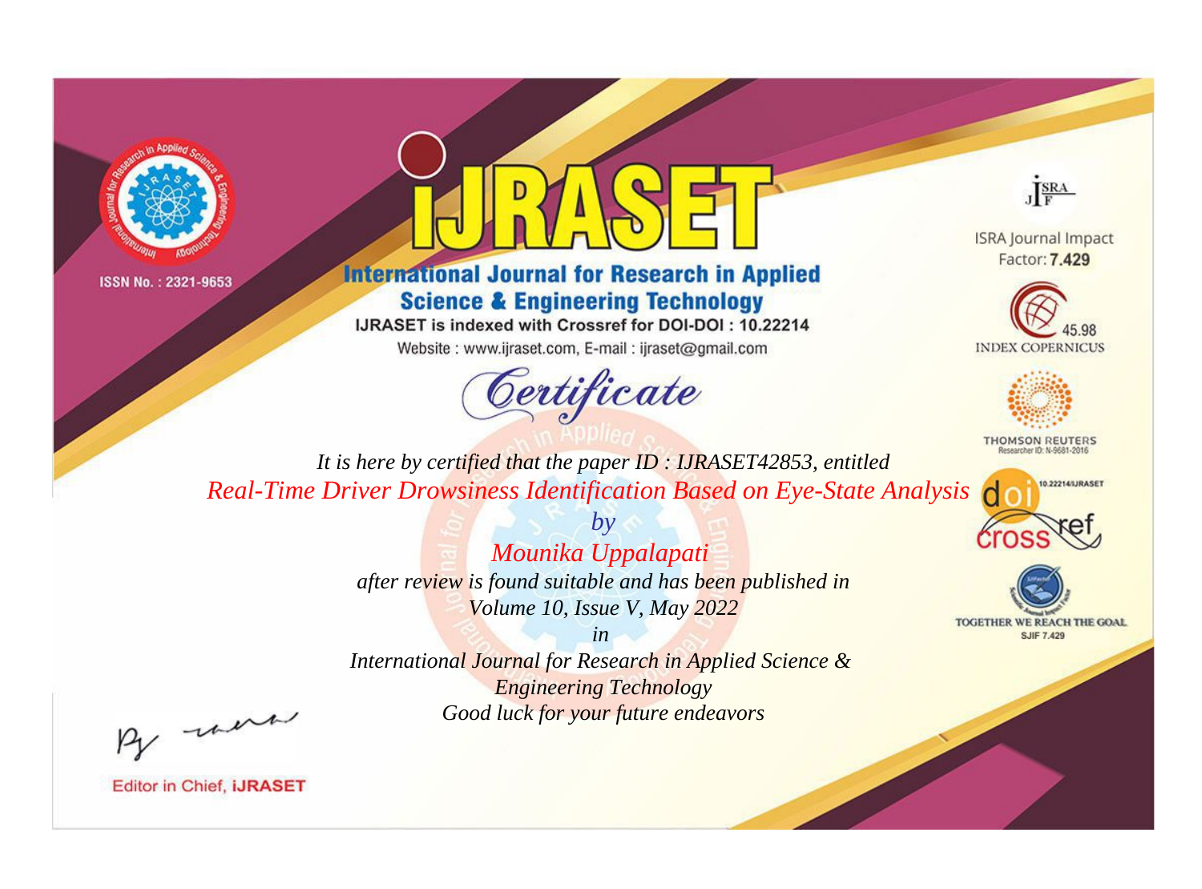ISSN No. : 2321-9653

# IJRASET

## International Journal for Research in Applied Science & Engineering Technology

IJRASET is indexed with Crossref for DOI-DOI : 10.22214

Website : www.ijraset.com, E-mail : ijraset@gmail.com

ISRA Journal Impact Factor: **7.429**

45.98 INDEX COPERNICUS

THOMSON REUTERS Researcher ID: N-9681-2016

10.22214/IJRASET

TOGETHER WE REACH THE GOAL SJIF 7.429

*Certificate*

*It is here by certified that the paper ID : IJRASET42853, entitled*

*Real-Time Driver Drowsiness Identification Based on Eye-State Analysis*

*by*

*Mounika Uppalapati*

*after review is found suitable and has been published in*

*Volume 10, Issue V, May 2022*

*in*

*International Journal for Research in Applied Science & Engineering Technology*

*Good luck for your future endeavors*

Editor in Chief, **iJRASET**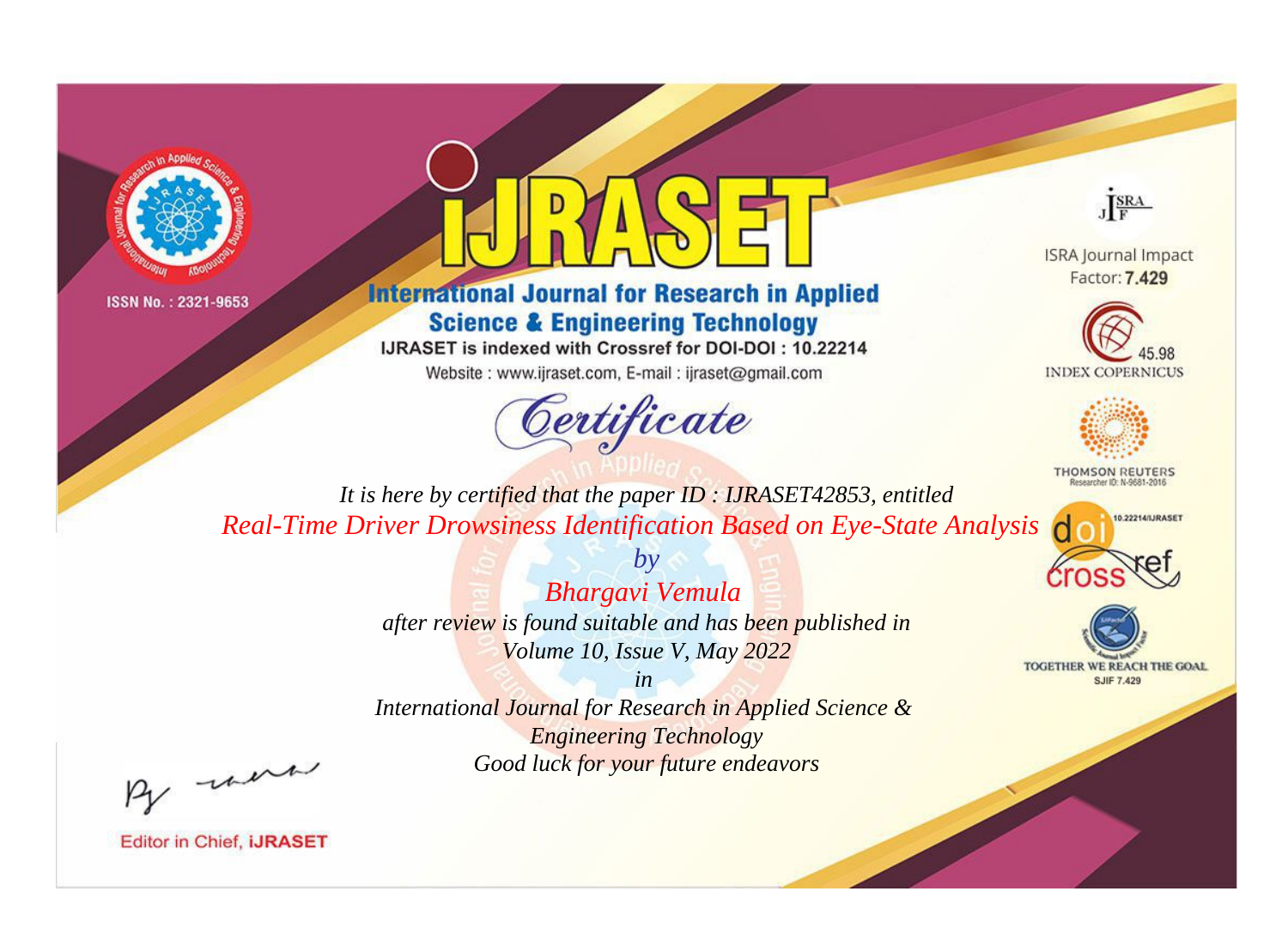ISSN No. : 2321-9653

# iJRASET

## International Journal for Research in Applied Science & Engineering Technology

IJRASET is indexed with Crossref for DOI-DOI : 10.22214

Website : www.ijraset.com, E-mail : ijraset@gmail.com

*Certificate*

*It is here by certified that the paper ID : IJRASET42853, entitled*

*Real-Time Driver Drowsiness Identification Based on Eye-State Analysis*

*by*

*Bhargavi Vemula*

*after review is found suitable and has been published in*

*Volume 10, Issue V, May 2022*

*in*

*International Journal for Research in Applied Science & Engineering Technology*

*Good luck for your future endeavors*

ISRA Journal Impact Factor: **7.429**

45.98 INDEX COPERNICUS

THOMSON REUTERS Researcher ID: N-9681-2016

10.22214/IJRASET

TOGETHER WE REACH THE GOAL SJIF 7.429

Editor in Chief, **iJRASET**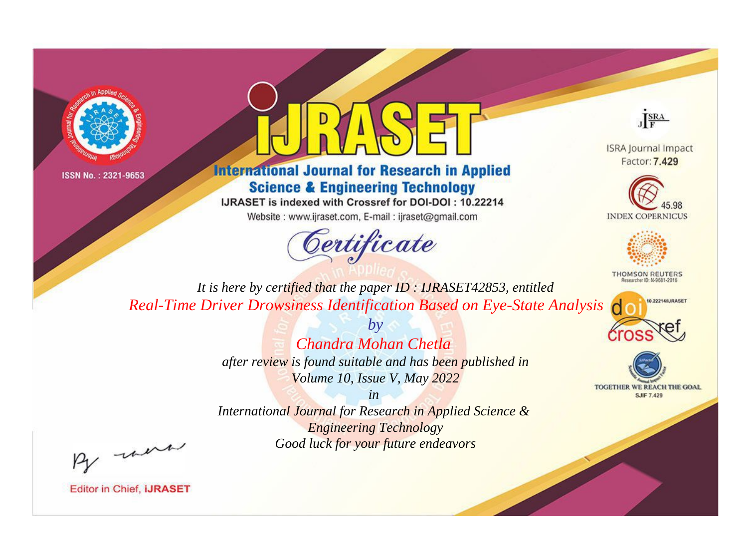ISSN No. : 2321-9653

# iJRASET

## International Journal for Research in Applied Science & Engineering Technology

IJRASET is indexed with Crossref for DOI-DOI : 10.22214

Website : www.ijraset.com, E-mail : ijraset@gmail.com

ISRA Journal Impact Factor: **7.429**

45.98 INDEX COPERNICUS

THOMSON REUTERS Researcher ID: N-9681-2016

10.22214/IJRASET

TOGETHER WE REACH THE GOAL SJIF 7.429

*Certificate*

*It is here by certified that the paper ID : IJRASET42853, entitled*

*Real-Time Driver Drowsiness Identification Based on Eye-State Analysis*

*by*

*Chandra Mohan Chetla*

*after review is found suitable and has been published in*

*Volume 10, Issue V, May 2022*

*in*

*International Journal for Research in Applied Science & Engineering Technology*

*Good luck for your future endeavors*

Editor in Chief, **iJRASET**